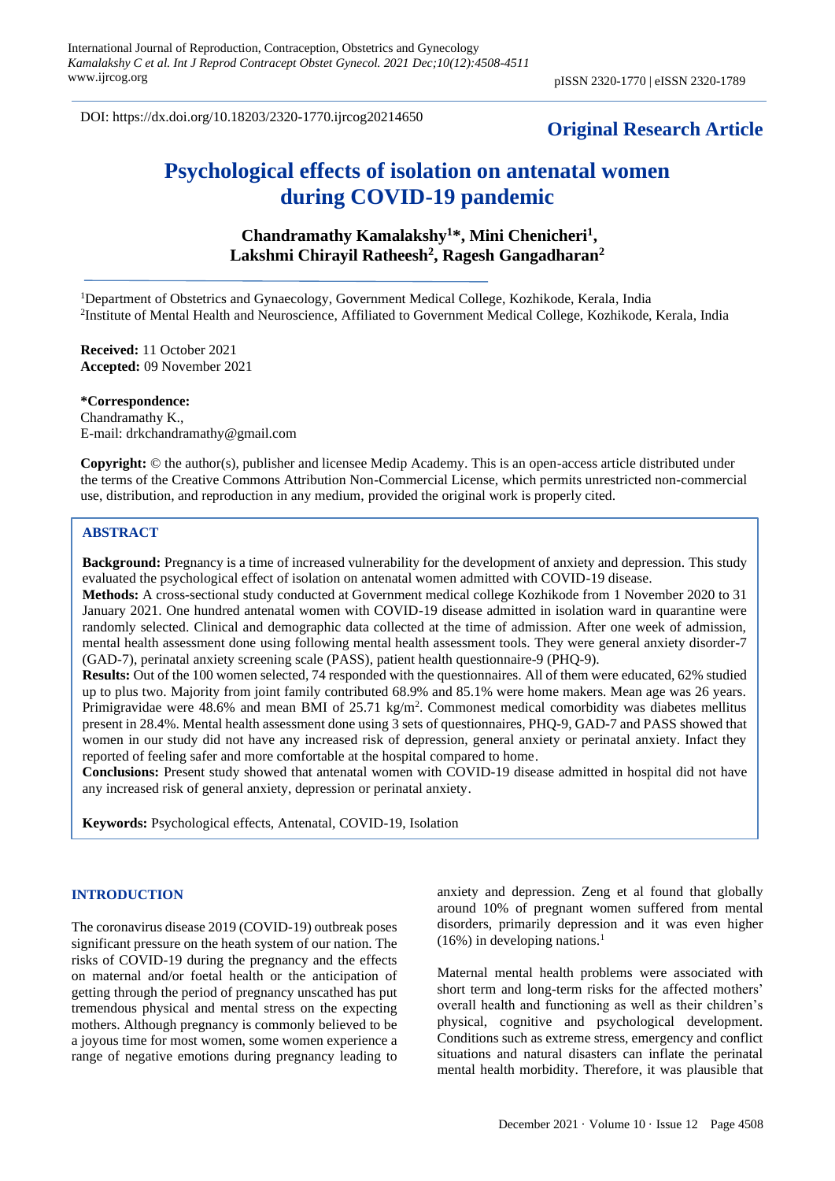DOI: https://dx.doi.org/10.18203/2320-1770.ijrcog20214650

**Original Research Article**

# Psychological effects of isolation on antenatal women during COVID-19 pandemic

**Chandramathy Kamalakshy[1]*, Mini Chenicheri[1], Lakshmi Chirayil Ratheesh[2], Ragesh Gangadharan[2]**

[1]Department of Obstetrics and Gynaecology, Government Medical College, Kozhikode, Kerala, India
[2]Institute of Mental Health and Neuroscience, Affiliated to Government Medical College, Kozhikode, Kerala, India

**Received:** 11 October 2021
**Accepted:** 09 November 2021

**\*Correspondence:**
Chandramathy K.,
E-mail: drkchandramathy@gmail.com

**Copyright:** © the author(s), publisher and licensee Medip Academy. This is an open-access article distributed under the terms of the Creative Commons Attribution Non-Commercial License, which permits unrestricted non-commercial use, distribution, and reproduction in any medium, provided the original work is properly cited.

## ABSTRACT

**Background:** Pregnancy is a time of increased vulnerability for the development of anxiety and depression. This study evaluated the psychological effect of isolation on antenatal women admitted with COVID-19 disease.

**Methods:** A cross-sectional study conducted at Government medical college Kozhikode from 1 November 2020 to 31 January 2021. One hundred antenatal women with COVID-19 disease admitted in isolation ward in quarantine were randomly selected. Clinical and demographic data collected at the time of admission. After one week of admission, mental health assessment done using following mental health assessment tools. They were general anxiety disorder-7 (GAD-7), perinatal anxiety screening scale (PASS), patient health questionnaire-9 (PHQ-9).

**Results:** Out of the 100 women selected, 74 responded with the questionnaires. All of them were educated, 62% studied up to plus two. Majority from joint family contributed 68.9% and 85.1% were home makers. Mean age was 26 years. Primigravidae were 48.6% and mean BMI of 25.71 kg/m$^2$. Commonest medical comorbidity was diabetes mellitus present in 28.4%. Mental health assessment done using 3 sets of questionnaires, PHQ-9, GAD-7 and PASS showed that women in our study did not have any increased risk of depression, general anxiety or perinatal anxiety. Infact they reported of feeling safer and more comfortable at the hospital compared to home.

**Conclusions:** Present study showed that antenatal women with COVID-19 disease admitted in hospital did not have any increased risk of general anxiety, depression or perinatal anxiety.

**Keywords:** Psychological effects, Antenatal, COVID-19, Isolation

## INTRODUCTION

The coronavirus disease 2019 (COVID-19) outbreak poses significant pressure on the heath system of our nation. The risks of COVID-19 during the pregnancy and the effects on maternal and/or foetal health or the anticipation of getting through the period of pregnancy unscathed has put tremendous physical and mental stress on the expecting mothers. Although pregnancy is commonly believed to be a joyous time for most women, some women experience a range of negative emotions during pregnancy leading to anxiety and depression. Zeng et al found that globally around 10% of pregnant women suffered from mental disorders, primarily depression and it was even higher (16%) in developing nations.[1]

Maternal mental health problems were associated with short term and long-term risks for the affected mothers' overall health and functioning as well as their children's physical, cognitive and psychological development. Conditions such as extreme stress, emergency and conflict situations and natural disasters can inflate the perinatal mental health morbidity. Therefore, it was plausible that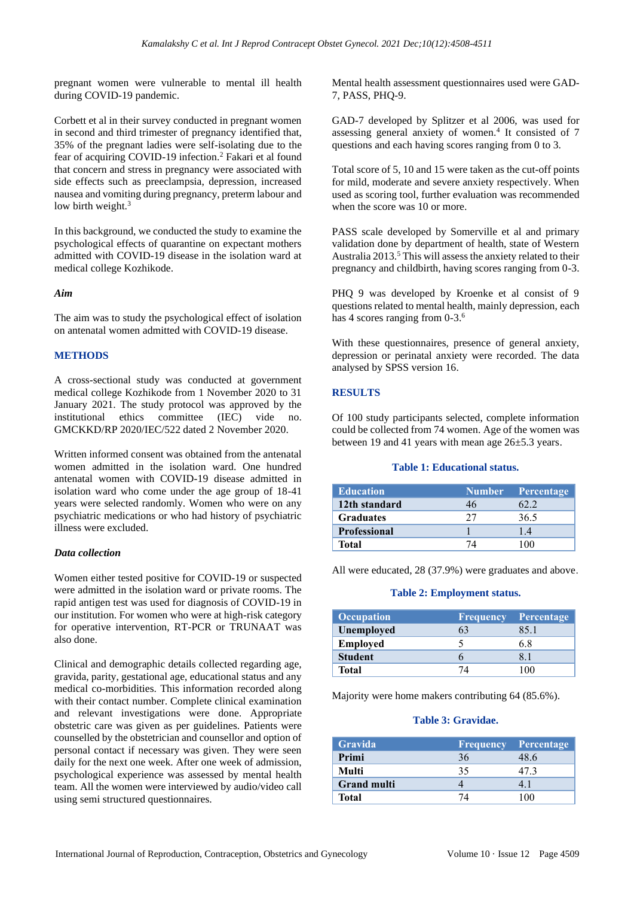pregnant women were vulnerable to mental ill health during COVID-19 pandemic.

Corbett et al in their survey conducted in pregnant women in second and third trimester of pregnancy identified that, 35% of the pregnant ladies were self-isolating due to the fear of acquiring COVID-19 infection.[2] Fakari et al found that concern and stress in pregnancy were associated with side effects such as preeclampsia, depression, increased nausea and vomiting during pregnancy, preterm labour and low birth weight.[3]

In this background, we conducted the study to examine the psychological effects of quarantine on expectant mothers admitted with COVID-19 disease in the isolation ward at medical college Kozhikode.

### *Aim*

The aim was to study the psychological effect of isolation on antenatal women admitted with COVID-19 disease.

## METHODS

A cross-sectional study was conducted at government medical college Kozhikode from 1 November 2020 to 31 January 2021. The study protocol was approved by the institutional ethics committee (IEC) vide no. GMCKKD/RP 2020/IEC/522 dated 2 November 2020.

Written informed consent was obtained from the antenatal women admitted in the isolation ward. One hundred antenatal women with COVID-19 disease admitted in isolation ward who come under the age group of 18-41 years were selected randomly. Women who were on any psychiatric medications or who had history of psychiatric illness were excluded.

### *Data collection*

Women either tested positive for COVID-19 or suspected were admitted in the isolation ward or private rooms. The rapid antigen test was used for diagnosis of COVID-19 in our institution. For women who were at high-risk category for operative intervention, RT-PCR or TRUNAAT was also done.

Clinical and demographic details collected regarding age, gravida, parity, gestational age, educational status and any medical co-morbidities. This information recorded along with their contact number. Complete clinical examination and relevant investigations were done. Appropriate obstetric care was given as per guidelines. Patients were counselled by the obstetrician and counsellor and option of personal contact if necessary was given. They were seen daily for the next one week. After one week of admission, psychological experience was assessed by mental health team. All the women were interviewed by audio/video call using semi structured questionnaires.

Mental health assessment questionnaires used were GAD-7, PASS, PHQ-9.

GAD-7 developed by Splitzer et al 2006, was used for assessing general anxiety of women.[4] It consisted of 7 questions and each having scores ranging from 0 to 3.

Total score of 5, 10 and 15 were taken as the cut-off points for mild, moderate and severe anxiety respectively. When used as scoring tool, further evaluation was recommended when the score was 10 or more.

PASS scale developed by Somerville et al and primary validation done by department of health, state of Western Australia 2013.[5] This will assess the anxiety related to their pregnancy and childbirth, having scores ranging from 0-3.

PHQ 9 was developed by Kroenke et al consist of 9 questions related to mental health, mainly depression, each has 4 scores ranging from 0-3.[6]

With these questionnaires, presence of general anxiety, depression or perinatal anxiety were recorded. The data analysed by SPSS version 16.

## RESULTS

Of 100 study participants selected, complete information could be collected from 74 women. Age of the women was between 19 and 41 years with mean age 26±5.3 years.

**Table 1: Educational status.**

| Education | Number | Percentage |
|---|---|---|
| 12th standard | 46 | 62.2 |
| Graduates | 27 | 36.5 |
| Professional | 1 | 1.4 |
| Total | 74 | 100 |

All were educated, 28 (37.9%) were graduates and above.

**Table 2: Employment status.**

| Occupation | Frequency | Percentage |
|---|---|---|
| Unemployed | 63 | 85.1 |
| Employed | 5 | 6.8 |
| Student | 6 | 8.1 |
| Total | 74 | 100 |

Majority were home makers contributing 64 (85.6%).

**Table 3: Gravidae.**

| Gravida | Frequency | Percentage |
|---|---|---|
| Primi | 36 | 48.6 |
| Multi | 35 | 47.3 |
| Grand multi | 4 | 4.1 |
| Total | 74 | 100 |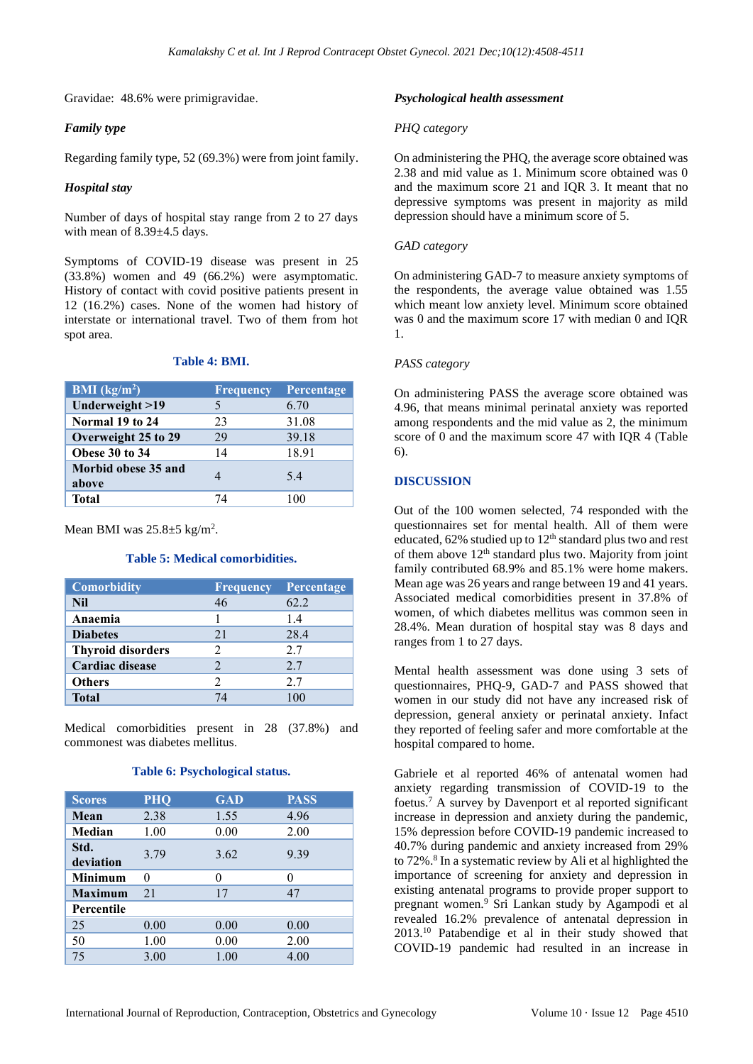Gravidae: 48.6% were primigravidae.

### *Family type*

Regarding family type, 52 (69.3%) were from joint family.

### *Hospital stay*

Number of days of hospital stay range from 2 to 27 days with mean of 8.39±4.5 days.

Symptoms of COVID-19 disease was present in 25 (33.8%) women and 49 (66.2%) were asymptomatic. History of contact with covid positive patients present in 12 (16.2%) cases. None of the women had history of interstate or international travel. Two of them from hot spot area.

**Table 4: BMI.**

| BMI (kg/m$^2$) | Frequency | Percentage |
|---|---|---|
| **Underweight >19** | 5 | 6.70 |
| **Normal 19 to 24** | 23 | 31.08 |
| **Overweight 25 to 29** | 29 | 39.18 |
| **Obese 30 to 34** | 14 | 18.91 |
| **Morbid obese 35 and above** | 4 | 5.4 |
| **Total** | 74 | 100 |

Mean BMI was 25.8±5 kg/m$^2$.

**Table 5: Medical comorbidities.**

| Comorbidity | Frequency | Percentage |
|---|---|---|
| **Nil** | 46 | 62.2 |
| **Anaemia** | 1 | 1.4 |
| **Diabetes** | 21 | 28.4 |
| **Thyroid disorders** | 2 | 2.7 |
| **Cardiac disease** | 2 | 2.7 |
| **Others** | 2 | 2.7 |
| **Total** | 74 | 100 |

Medical comorbidities present in 28 (37.8%) and commonest was diabetes mellitus.

**Table 6: Psychological status.**

| Scores | PHQ | GAD | PASS |
|---|---|---|---|
| **Mean** | 2.38 | 1.55 | 4.96 |
| **Median** | 1.00 | 0.00 | 2.00 |
| **Std. deviation** | 3.79 | 3.62 | 9.39 |
| **Minimum** | 0 | 0 | 0 |
| **Maximum** | 21 | 17 | 47 |
| **Percentile** | | | |
| 25 | 0.00 | 0.00 | 0.00 |
| 50 | 1.00 | 0.00 | 2.00 |
| 75 | 3.00 | 1.00 | 4.00 |

### ***Psychological health assessment***

*PHQ category*

On administering the PHQ, the average score obtained was 2.38 and mid value as 1. Minimum score obtained was 0 and the maximum score 21 and IQR 3. It meant that no depressive symptoms was present in majority as mild depression should have a minimum score of 5.

*GAD category*

On administering GAD-7 to measure anxiety symptoms of the respondents, the average value obtained was 1.55 which meant low anxiety level. Minimum score obtained was 0 and the maximum score 17 with median 0 and IQR 1.

*PASS category*

On administering PASS the average score obtained was 4.96, that means minimal perinatal anxiety was reported among respondents and the mid value as 2, the minimum score of 0 and the maximum score 47 with IQR 4 (Table 6).

## DISCUSSION

Out of the 100 women selected, 74 responded with the questionnaires set for mental health. All of them were educated, 62% studied up to 12$^{th}$ standard plus two and rest of them above 12$^{th}$ standard plus two. Majority from joint family contributed 68.9% and 85.1% were home makers. Mean age was 26 years and range between 19 and 41 years. Associated medical comorbidities present in 37.8% of women, of which diabetes mellitus was common seen in 28.4%. Mean duration of hospital stay was 8 days and ranges from 1 to 27 days.

Mental health assessment was done using 3 sets of questionnaires, PHQ-9, GAD-7 and PASS showed that women in our study did not have any increased risk of depression, general anxiety or perinatal anxiety. Infact they reported of feeling safer and more comfortable at the hospital compared to home.

Gabriele et al reported 46% of antenatal women had anxiety regarding transmission of COVID-19 to the foetus.[7] A survey by Davenport et al reported significant increase in depression and anxiety during the pandemic, 15% depression before COVID-19 pandemic increased to 40.7% during pandemic and anxiety increased from 29% to 72%.[8] In a systematic review by Ali et al highlighted the importance of screening for anxiety and depression in existing antenatal programs to provide proper support to pregnant women.[9] Sri Lankan study by Agampodi et al revealed 16.2% prevalence of antenatal depression in 2013.[10] Patabendige et al in their study showed that COVID-19 pandemic had resulted in an increase in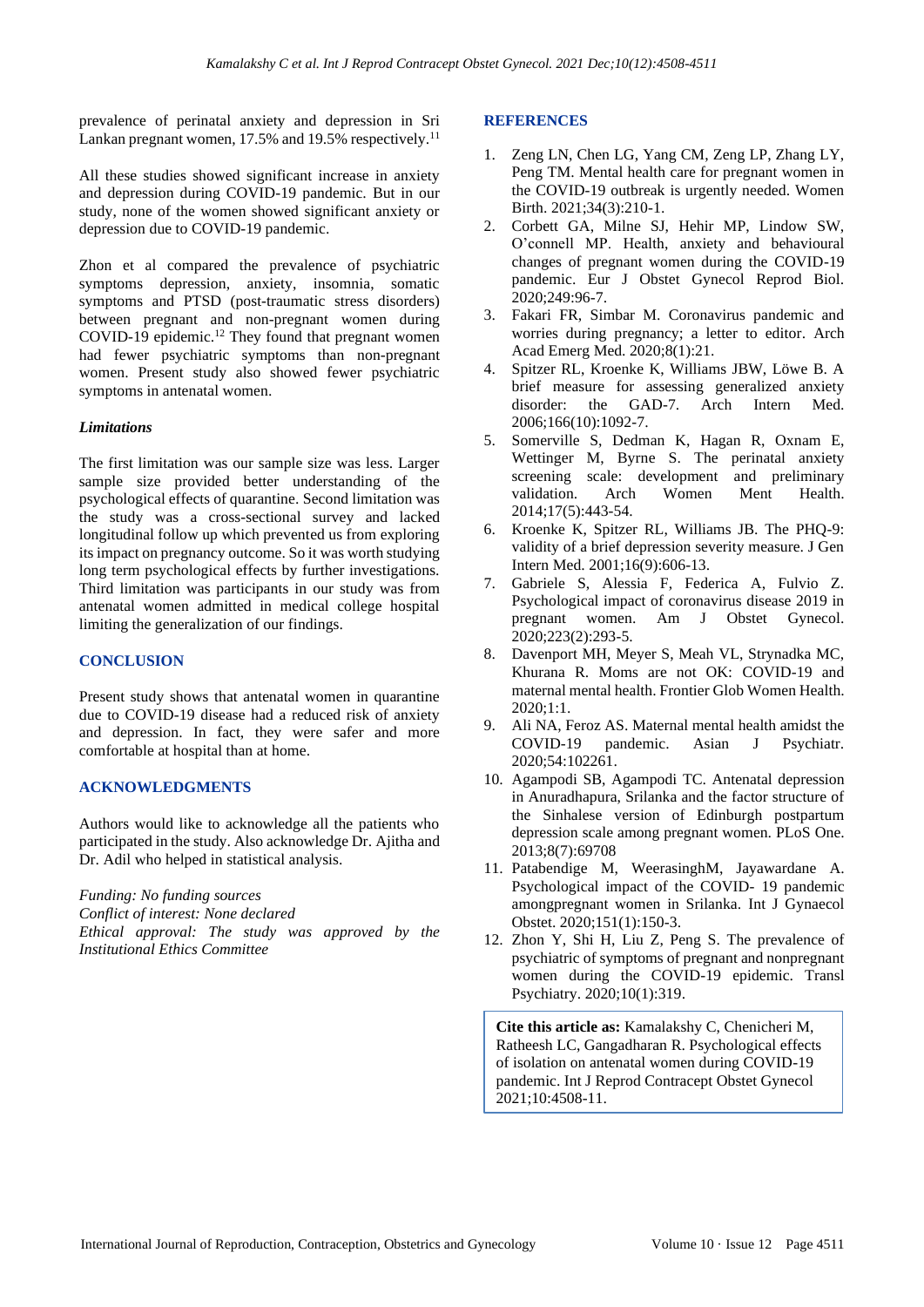prevalence of perinatal anxiety and depression in Sri Lankan pregnant women, 17.5% and 19.5% respectively.[11]

All these studies showed significant increase in anxiety and depression during COVID-19 pandemic. But in our study, none of the women showed significant anxiety or depression due to COVID-19 pandemic.

Zhon et al compared the prevalence of psychiatric symptoms depression, anxiety, insomnia, somatic symptoms and PTSD (post-traumatic stress disorders) between pregnant and non-pregnant women during COVID-19 epidemic.[12] They found that pregnant women had fewer psychiatric symptoms than non-pregnant women. Present study also showed fewer psychiatric symptoms in antenatal women.

### *Limitations*

The first limitation was our sample size was less. Larger sample size provided better understanding of the psychological effects of quarantine. Second limitation was the study was a cross-sectional survey and lacked longitudinal follow up which prevented us from exploring its impact on pregnancy outcome. So it was worth studying long term psychological effects by further investigations. Third limitation was participants in our study was from antenatal women admitted in medical college hospital limiting the generalization of our findings.

## CONCLUSION

Present study shows that antenatal women in quarantine due to COVID-19 disease had a reduced risk of anxiety and depression. In fact, they were safer and more comfortable at hospital than at home.

## ACKNOWLEDGMENTS

Authors would like to acknowledge all the patients who participated in the study. Also acknowledge Dr. Ajitha and Dr. Adil who helped in statistical analysis.

*Funding: No funding sources*
*Conflict of interest: None declared*
*Ethical approval: The study was approved by the Institutional Ethics Committee*

## REFERENCES

1. Zeng LN, Chen LG, Yang CM, Zeng LP, Zhang LY, Peng TM. Mental health care for pregnant women in the COVID-19 outbreak is urgently needed. Women Birth. 2021;34(3):210-1.
2. Corbett GA, Milne SJ, Hehir MP, Lindow SW, O'connell MP. Health, anxiety and behavioural changes of pregnant women during the COVID-19 pandemic. Eur J Obstet Gynecol Reprod Biol. 2020;249:96-7.
3. Fakari FR, Simbar M. Coronavirus pandemic and worries during pregnancy; a letter to editor. Arch Acad Emerg Med. 2020;8(1):21.
4. Spitzer RL, Kroenke K, Williams JBW, Löwe B. A brief measure for assessing generalized anxiety disorder: the GAD-7. Arch Intern Med. 2006;166(10):1092-7.
5. Somerville S, Dedman K, Hagan R, Oxnam E, Wettinger M, Byrne S. The perinatal anxiety screening scale: development and preliminary validation. Arch Women Ment Health. 2014;17(5):443-54.
6. Kroenke K, Spitzer RL, Williams JB. The PHQ-9: validity of a brief depression severity measure. J Gen Intern Med. 2001;16(9):606-13.
7. Gabriele S, Alessia F, Federica A, Fulvio Z. Psychological impact of coronavirus disease 2019 in pregnant women. Am J Obstet Gynecol. 2020;223(2):293-5.
8. Davenport MH, Meyer S, Meah VL, Strynadka MC, Khurana R. Moms are not OK: COVID-19 and maternal mental health. Frontier Glob Women Health. 2020;1:1.
9. Ali NA, Feroz AS. Maternal mental health amidst the COVID-19 pandemic. Asian J Psychiatr. 2020;54:102261.
10. Agampodi SB, Agampodi TC. Antenatal depression in Anuradhapura, Srilanka and the factor structure of the Sinhalese version of Edinburgh postpartum depression scale among pregnant women. PLoS One. 2013;8(7):69708
11. Patabendige M, WeerasinghM, Jayawardane A. Psychological impact of the COVID- 19 pandemic amongpregnant women in Srilanka. Int J Gynaecol Obstet. 2020;151(1):150-3.
12. Zhon Y, Shi H, Liu Z, Peng S. The prevalence of psychiatric of symptoms of pregnant and nonpregnant women during the COVID-19 epidemic. Transl Psychiatry. 2020;10(1):319.

**Cite this article as:** Kamalakshy C, Chenicheri M, Ratheesh LC, Gangadharan R. Psychological effects of isolation on antenatal women during COVID-19 pandemic. Int J Reprod Contracept Obstet Gynecol 2021;10:4508-11.